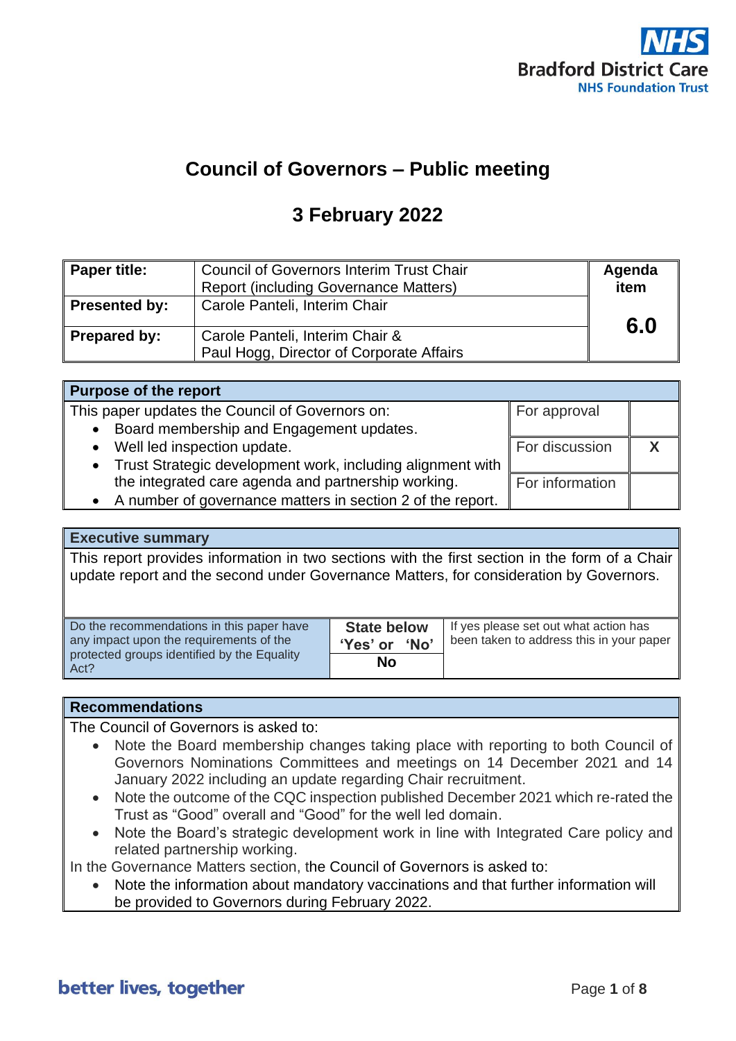Bradford District Care
NHS Foundation Trust

# Council of Governors – Public meeting

## 3 February 2022

| **Paper title:** | Council of Governors Interim Trust Chair Report (including Governance Matters) | **Agenda item** |
|---|---|---|
| **Presented by:** | Carole Panteli, Interim Chair | **6.0** |
| **Prepared by:** | Carole Panteli, Interim Chair & Paul Hogg, Director of Corporate Affairs | |

| **Purpose of the report** | | |
|---|---|---|
| This paper updates the Council of Governors on:<br>• Board membership and Engagement updates.<br>• Well led inspection update.<br>• Trust Strategic development work, including alignment with the integrated care agenda and partnership working.<br>• A number of governance matters in section 2 of the report. | For approval | |
| | For discussion | **X** |
| | For information | |

**Executive summary**

This report provides information in two sections with the first section in the form of a Chair update report and the second under Governance Matters, for consideration by Governors.

| Do the recommendations in this paper have any impact upon the requirements of the protected groups identified by the Equality Act? | **State below 'Yes' or 'No'** | If yes please set out what action has been taken to address this in your paper |
|---|---|---|
| | **No** | |

**Recommendations**

The Council of Governors is asked to:

- Note the Board membership changes taking place with reporting to both Council of Governors Nominations Committees and meetings on 14 December 2021 and 14 January 2022 including an update regarding Chair recruitment.
- Note the outcome of the CQC inspection published December 2021 which re-rated the Trust as "Good" overall and "Good" for the well led domain.
- Note the Board's strategic development work in line with Integrated Care policy and related partnership working.

In the Governance Matters section, the Council of Governors is asked to:

- Note the information about mandatory vaccinations and that further information will be provided to Governors during February 2022.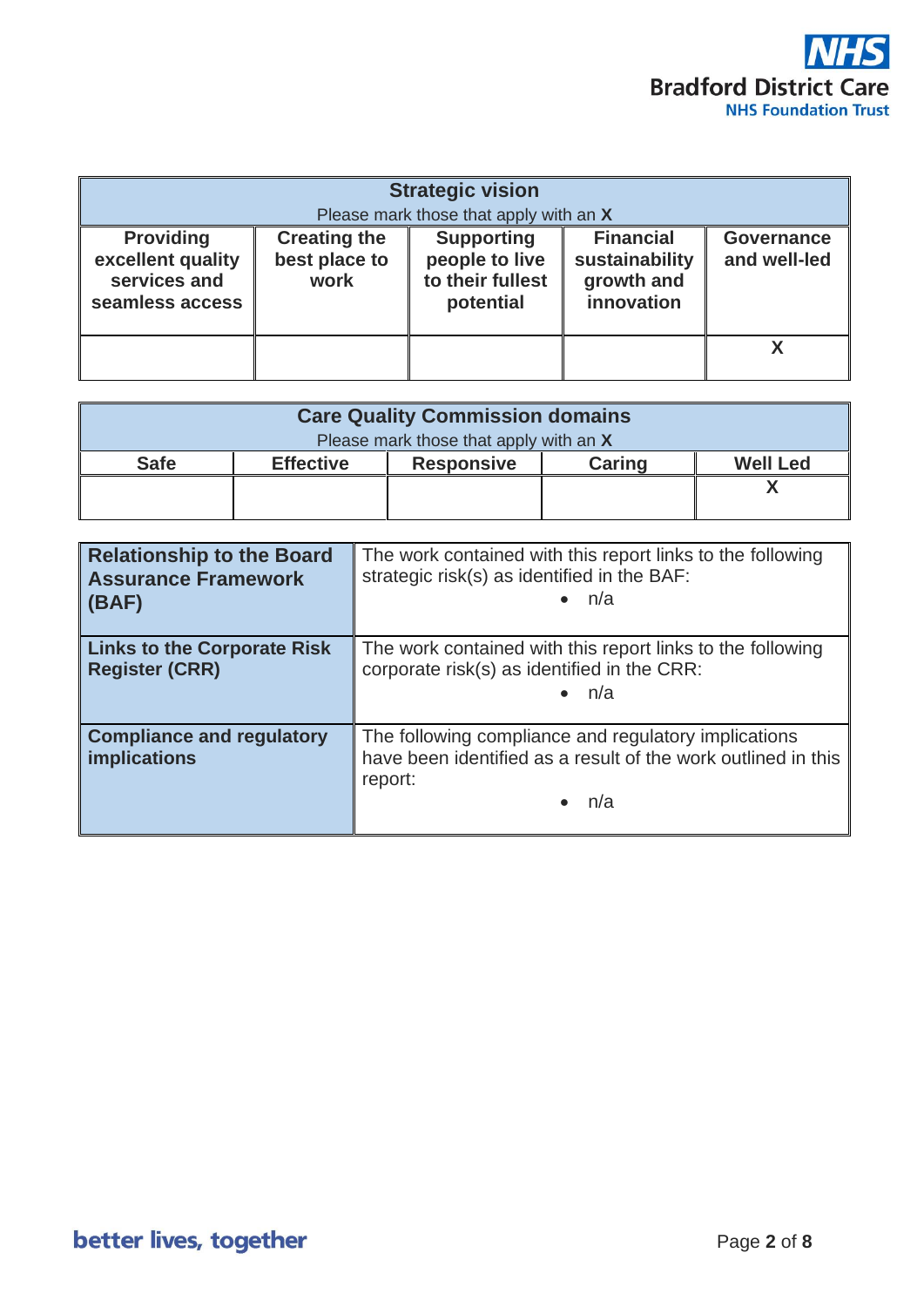| Strategic vision<br>Please mark those that apply with an **X** | | | | |
|---|---|---|---|---|
| **Providing excellent quality services and seamless access** | **Creating the best place to work** | **Supporting people to live to their fullest potential** | **Financial sustainability growth and innovation** | **Governance and well-led** |
| | | | | **X** |

| Care Quality Commission domains<br>Please mark those that apply with an **X** | | | | |
|---|---|---|---|---|
| **Safe** | **Effective** | **Responsive** | **Caring** | **Well Led** |
| | | | | **X** |

| | |
|---|---|
| **Relationship to the Board Assurance Framework (BAF)** | The work contained with this report links to the following strategic risk(s) as identified in the BAF:<br>• n/a |
| **Links to the Corporate Risk Register (CRR)** | The work contained with this report links to the following corporate risk(s) as identified in the CRR:<br>• n/a |
| **Compliance and regulatory implications** | The following compliance and regulatory implications have been identified as a result of the work outlined in this report:<br>• n/a |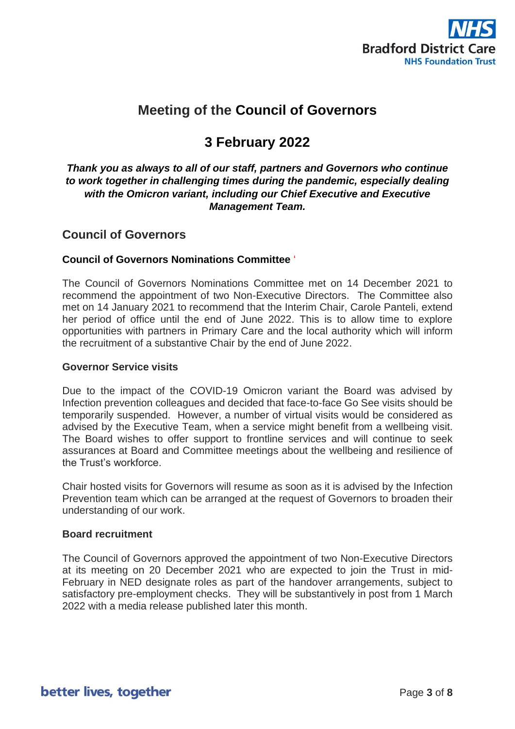# Meeting of the Council of Governors

## 3 February 2022

***Thank you as always to all of our staff, partners and Governors who continue to work together in challenging times during the pandemic, especially dealing with the Omicron variant, including our Chief Executive and Executive Management Team.***

## Council of Governors

**Council of Governors Nominations Committee**

The Council of Governors Nominations Committee met on 14 December 2021 to recommend the appointment of two Non-Executive Directors. The Committee also met on 14 January 2021 to recommend that the Interim Chair, Carole Panteli, extend her period of office until the end of June 2022. This is to allow time to explore opportunities with partners in Primary Care and the local authority which will inform the recruitment of a substantive Chair by the end of June 2022.

**Governor Service visits**

Due to the impact of the COVID-19 Omicron variant the Board was advised by Infection prevention colleagues and decided that face-to-face Go See visits should be temporarily suspended. However, a number of virtual visits would be considered as advised by the Executive Team, when a service might benefit from a wellbeing visit. The Board wishes to offer support to frontline services and will continue to seek assurances at Board and Committee meetings about the wellbeing and resilience of the Trust's workforce.

Chair hosted visits for Governors will resume as soon as it is advised by the Infection Prevention team which can be arranged at the request of Governors to broaden their understanding of our work.

**Board recruitment**

The Council of Governors approved the appointment of two Non-Executive Directors at its meeting on 20 December 2021 who are expected to join the Trust in mid-February in NED designate roles as part of the handover arrangements, subject to satisfactory pre-employment checks. They will be substantively in post from 1 March 2022 with a media release published later this month.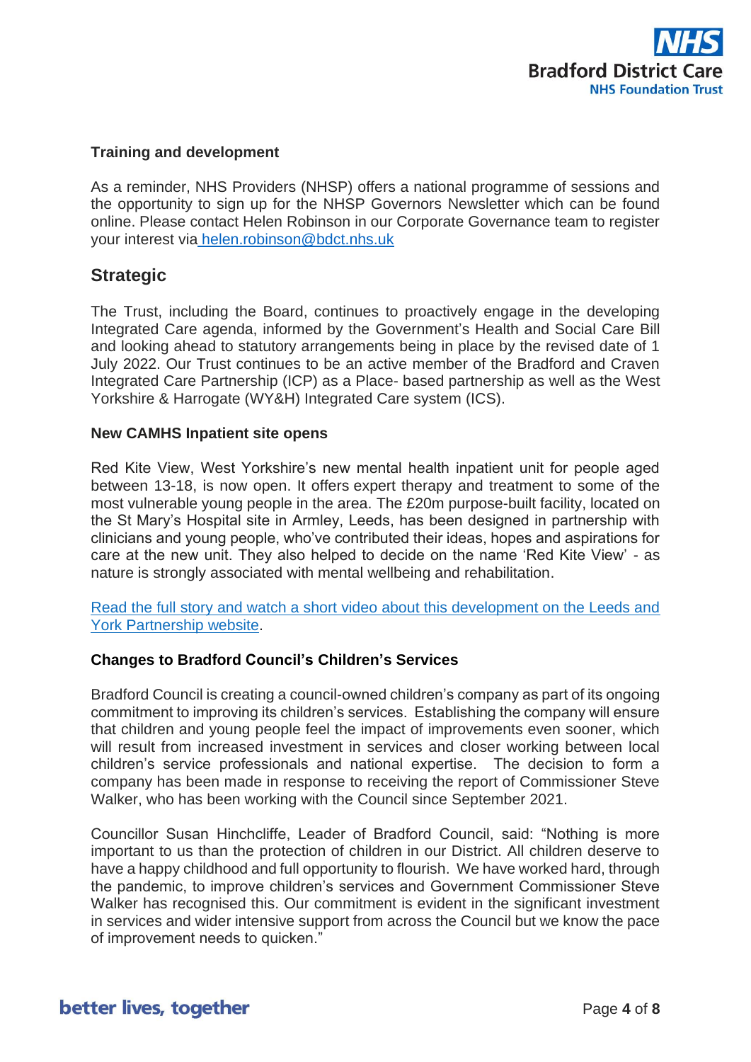### Training and development

As a reminder, NHS Providers (NHSP) offers a national programme of sessions and the opportunity to sign up for the NHSP Governors Newsletter which can be found online. Please contact Helen Robinson in our Corporate Governance team to register your interest via helen.robinson@bdct.nhs.uk

## Strategic

The Trust, including the Board, continues to proactively engage in the developing Integrated Care agenda, informed by the Government's Health and Social Care Bill and looking ahead to statutory arrangements being in place by the revised date of 1 July 2022. Our Trust continues to be an active member of the Bradford and Craven Integrated Care Partnership (ICP) as a Place- based partnership as well as the West Yorkshire & Harrogate (WY&H) Integrated Care system (ICS).

### New CAMHS Inpatient site opens

Red Kite View, West Yorkshire's new mental health inpatient unit for people aged between 13-18, is now open. It offers expert therapy and treatment to some of the most vulnerable young people in the area. The £20m purpose-built facility, located on the St Mary's Hospital site in Armley, Leeds, has been designed in partnership with clinicians and young people, who've contributed their ideas, hopes and aspirations for care at the new unit. They also helped to decide on the name 'Red Kite View' - as nature is strongly associated with mental wellbeing and rehabilitation.

Read the full story and watch a short video about this development on the Leeds and York Partnership website.

### Changes to Bradford Council's Children's Services

Bradford Council is creating a council-owned children's company as part of its ongoing commitment to improving its children's services. Establishing the company will ensure that children and young people feel the impact of improvements even sooner, which will result from increased investment in services and closer working between local children's service professionals and national expertise. The decision to form a company has been made in response to receiving the report of Commissioner Steve Walker, who has been working with the Council since September 2021.

Councillor Susan Hinchcliffe, Leader of Bradford Council, said: "Nothing is more important to us than the protection of children in our District. All children deserve to have a happy childhood and full opportunity to flourish. We have worked hard, through the pandemic, to improve children's services and Government Commissioner Steve Walker has recognised this. Our commitment is evident in the significant investment in services and wider intensive support from across the Council but we know the pace of improvement needs to quicken."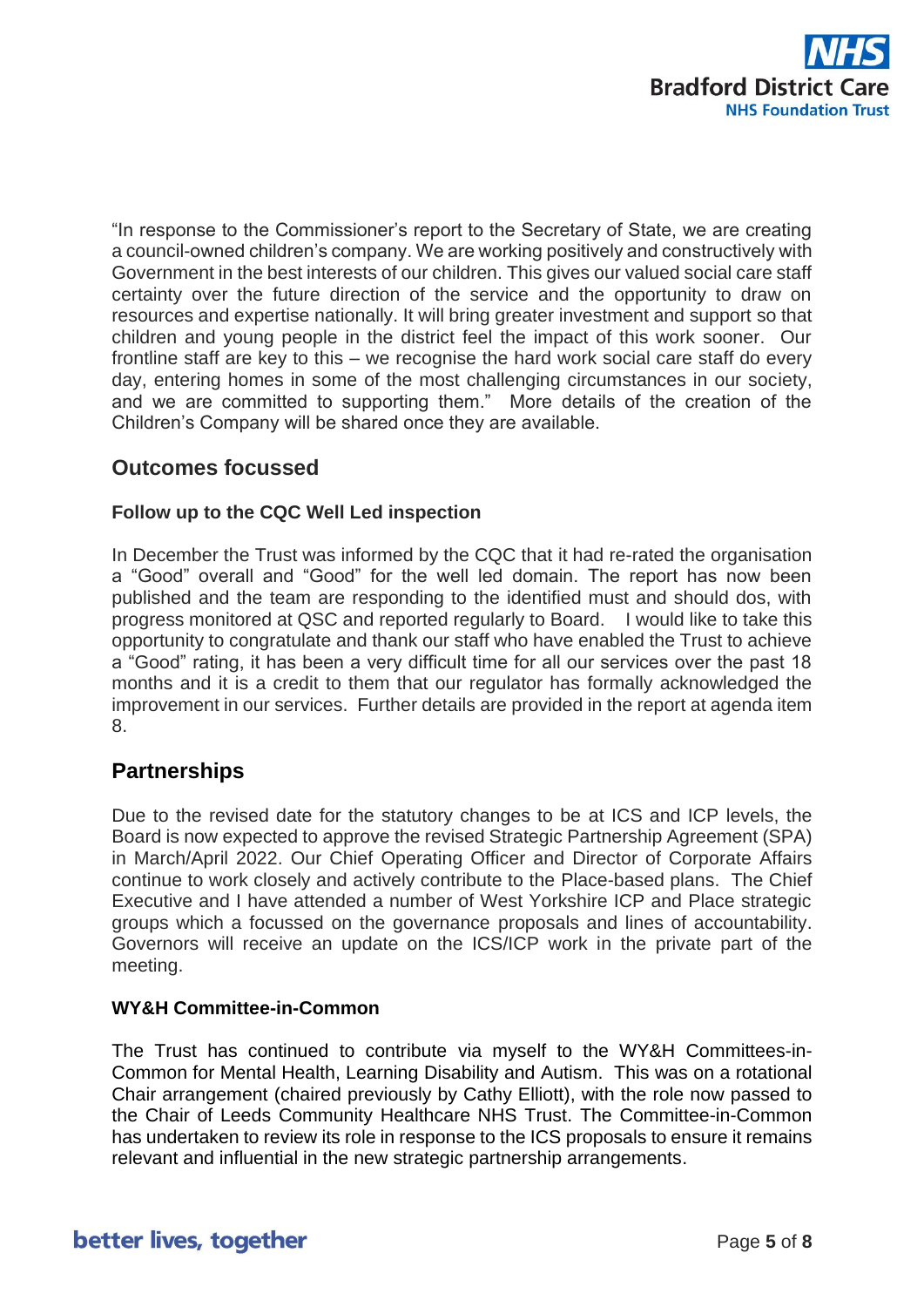"In response to the Commissioner's report to the Secretary of State, we are creating a council-owned children's company. We are working positively and constructively with Government in the best interests of our children. This gives our valued social care staff certainty over the future direction of the service and the opportunity to draw on resources and expertise nationally. It will bring greater investment and support so that children and young people in the district feel the impact of this work sooner. Our frontline staff are key to this – we recognise the hard work social care staff do every day, entering homes in some of the most challenging circumstances in our society, and we are committed to supporting them." More details of the creation of the Children's Company will be shared once they are available.

## Outcomes focussed

### Follow up to the CQC Well Led inspection

In December the Trust was informed by the CQC that it had re-rated the organisation a "Good" overall and "Good" for the well led domain. The report has now been published and the team are responding to the identified must and should dos, with progress monitored at QSC and reported regularly to Board. I would like to take this opportunity to congratulate and thank our staff who have enabled the Trust to achieve a "Good" rating, it has been a very difficult time for all our services over the past 18 months and it is a credit to them that our regulator has formally acknowledged the improvement in our services. Further details are provided in the report at agenda item 8.

## Partnerships

Due to the revised date for the statutory changes to be at ICS and ICP levels, the Board is now expected to approve the revised Strategic Partnership Agreement (SPA) in March/April 2022. Our Chief Operating Officer and Director of Corporate Affairs continue to work closely and actively contribute to the Place-based plans. The Chief Executive and I have attended a number of West Yorkshire ICP and Place strategic groups which a focussed on the governance proposals and lines of accountability. Governors will receive an update on the ICS/ICP work in the private part of the meeting.

### WY&H Committee-in-Common

The Trust has continued to contribute via myself to the WY&H Committees-in-Common for Mental Health, Learning Disability and Autism. This was on a rotational Chair arrangement (chaired previously by Cathy Elliott), with the role now passed to the Chair of Leeds Community Healthcare NHS Trust. The Committee-in-Common has undertaken to review its role in response to the ICS proposals to ensure it remains relevant and influential in the new strategic partnership arrangements.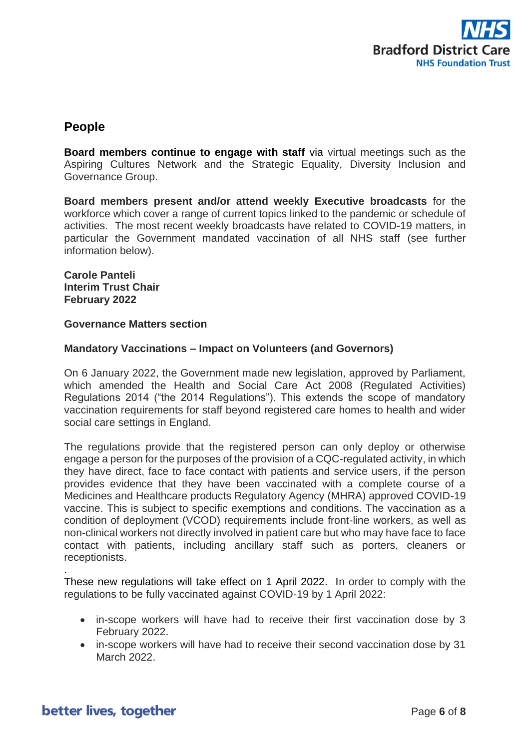## People

**Board members continue to engage with staff** via virtual meetings such as the Aspiring Cultures Network and the Strategic Equality, Diversity Inclusion and Governance Group.

**Board members present and/or attend weekly Executive broadcasts** for the workforce which cover a range of current topics linked to the pandemic or schedule of activities. The most recent weekly broadcasts have related to COVID-19 matters, in particular the Government mandated vaccination of all NHS staff (see further information below).

**Carole Panteli**
**Interim Trust Chair**
**February 2022**

**Governance Matters section**

**Mandatory Vaccinations – Impact on Volunteers (and Governors)**

On 6 January 2022, the Government made new legislation, approved by Parliament, which amended the Health and Social Care Act 2008 (Regulated Activities) Regulations 2014 ("the 2014 Regulations"). This extends the scope of mandatory vaccination requirements for staff beyond registered care homes to health and wider social care settings in England.

The regulations provide that the registered person can only deploy or otherwise engage a person for the purposes of the provision of a CQC-regulated activity, in which they have direct, face to face contact with patients and service users, if the person provides evidence that they have been vaccinated with a complete course of a Medicines and Healthcare products Regulatory Agency (MHRA) approved COVID-19 vaccine. This is subject to specific exemptions and conditions. The vaccination as a condition of deployment (VCOD) requirements include front-line workers, as well as non-clinical workers not directly involved in patient care but who may have face to face contact with patients, including ancillary staff such as porters, cleaners or receptionists.

.
These new regulations will take effect on 1 April 2022. In order to comply with the regulations to be fully vaccinated against COVID-19 by 1 April 2022:

- in-scope workers will have had to receive their first vaccination dose by 3 February 2022.
- in-scope workers will have had to receive their second vaccination dose by 31 March 2022.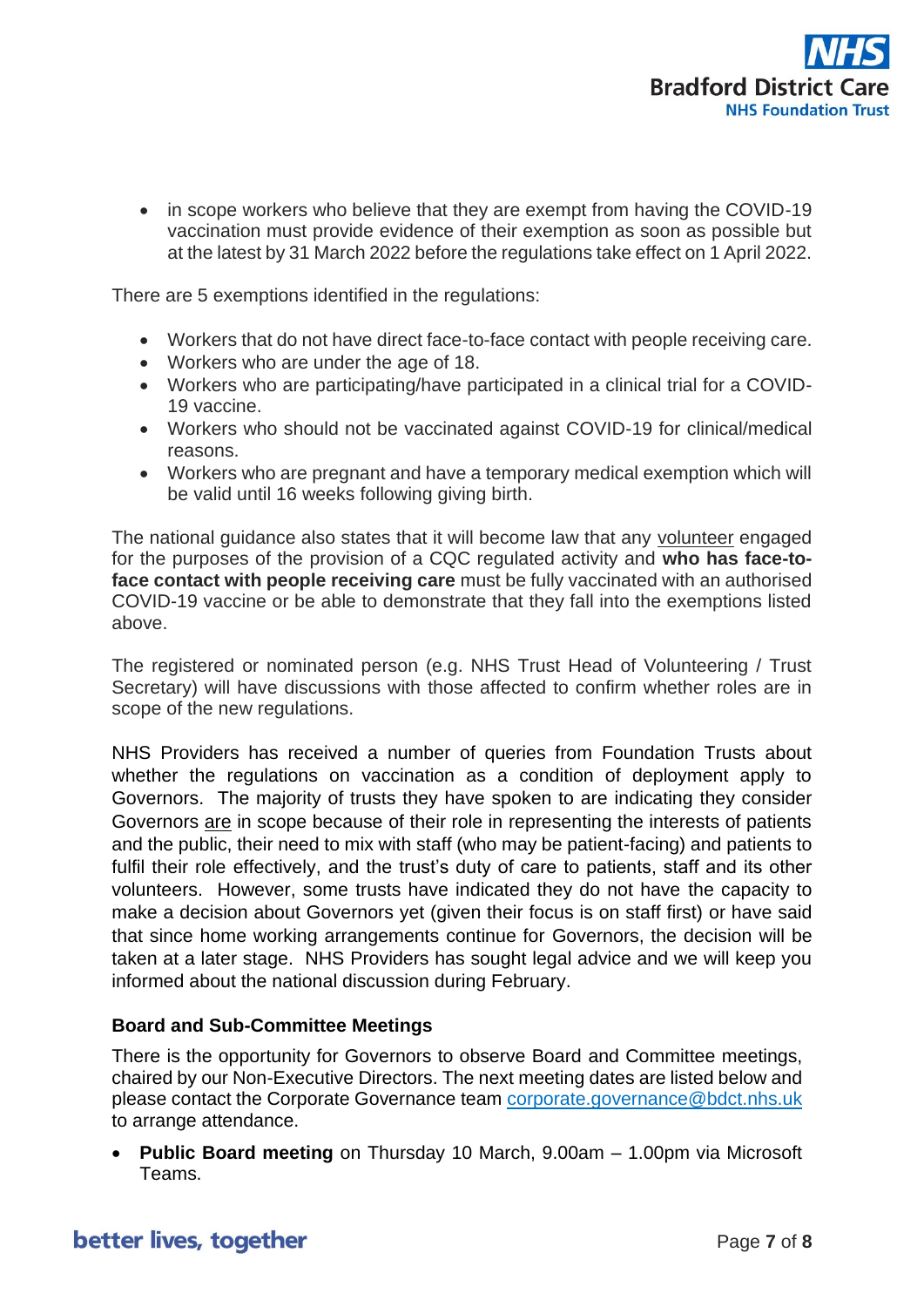- in scope workers who believe that they are exempt from having the COVID-19 vaccination must provide evidence of their exemption as soon as possible but at the latest by 31 March 2022 before the regulations take effect on 1 April 2022.

There are 5 exemptions identified in the regulations:

- Workers that do not have direct face-to-face contact with people receiving care.
- Workers who are under the age of 18.
- Workers who are participating/have participated in a clinical trial for a COVID-19 vaccine.
- Workers who should not be vaccinated against COVID-19 for clinical/medical reasons.
- Workers who are pregnant and have a temporary medical exemption which will be valid until 16 weeks following giving birth.

The national guidance also states that it will become law that any volunteer engaged for the purposes of the provision of a CQC regulated activity and **who has face-to-face contact with people receiving care** must be fully vaccinated with an authorised COVID-19 vaccine or be able to demonstrate that they fall into the exemptions listed above.

The registered or nominated person (e.g. NHS Trust Head of Volunteering / Trust Secretary) will have discussions with those affected to confirm whether roles are in scope of the new regulations.

NHS Providers has received a number of queries from Foundation Trusts about whether the regulations on vaccination as a condition of deployment apply to Governors. The majority of trusts they have spoken to are indicating they consider Governors are in scope because of their role in representing the interests of patients and the public, their need to mix with staff (who may be patient-facing) and patients to fulfil their role effectively, and the trust's duty of care to patients, staff and its other volunteers. However, some trusts have indicated they do not have the capacity to make a decision about Governors yet (given their focus is on staff first) or have said that since home working arrangements continue for Governors, the decision will be taken at a later stage. NHS Providers has sought legal advice and we will keep you informed about the national discussion during February.

**Board and Sub-Committee Meetings**

There is the opportunity for Governors to observe Board and Committee meetings, chaired by our Non-Executive Directors. The next meeting dates are listed below and please contact the Corporate Governance team corporate.governance@bdct.nhs.uk to arrange attendance.

- **Public Board meeting** on Thursday 10 March, 9.00am – 1.00pm via Microsoft Teams.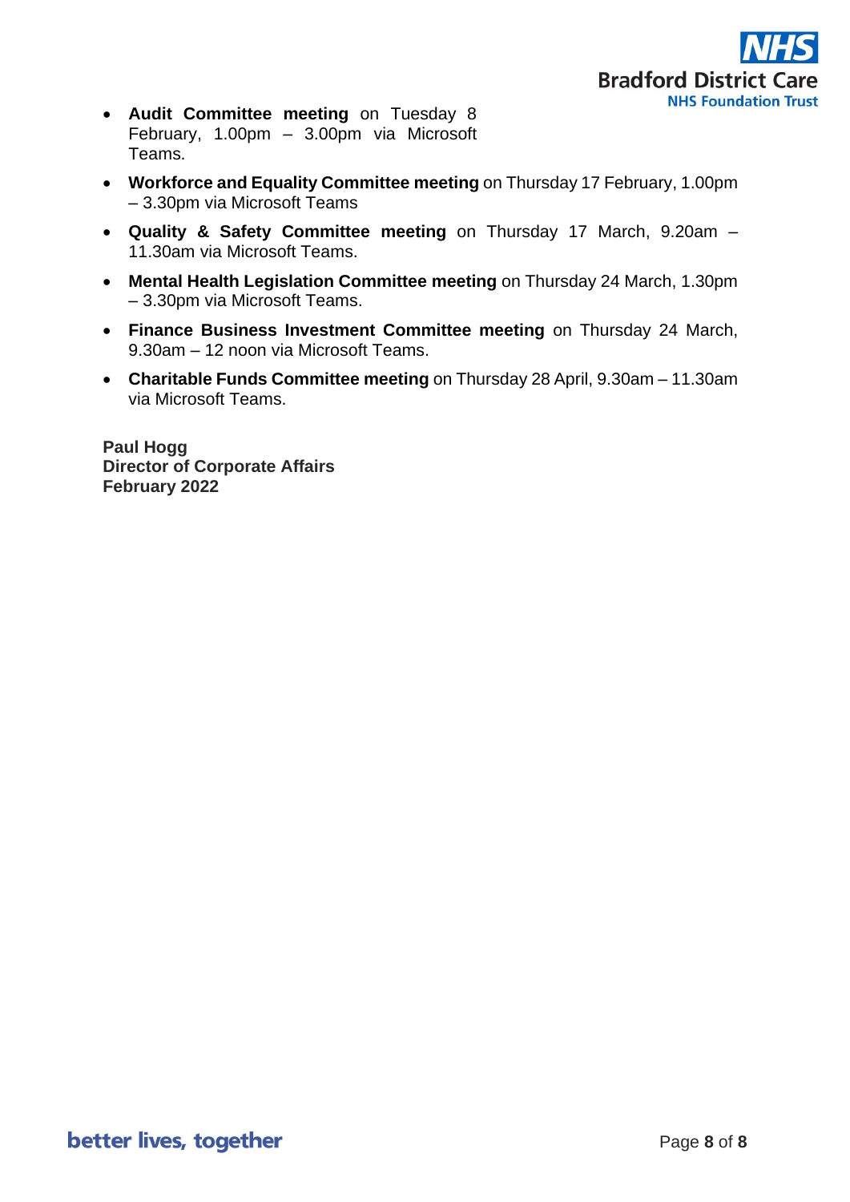- **Audit Committee meeting** on Tuesday 8 February, 1.00pm – 3.00pm via Microsoft Teams.
- **Workforce and Equality Committee meeting** on Thursday 17 February, 1.00pm – 3.30pm via Microsoft Teams
- **Quality & Safety Committee meeting** on Thursday 17 March, 9.20am – 11.30am via Microsoft Teams.
- **Mental Health Legislation Committee meeting** on Thursday 24 March, 1.30pm – 3.30pm via Microsoft Teams.
- **Finance Business Investment Committee meeting** on Thursday 24 March, 9.30am – 12 noon via Microsoft Teams.
- **Charitable Funds Committee meeting** on Thursday 28 April, 9.30am – 11.30am via Microsoft Teams.

**Paul Hogg**
**Director of Corporate Affairs**
**February 2022**